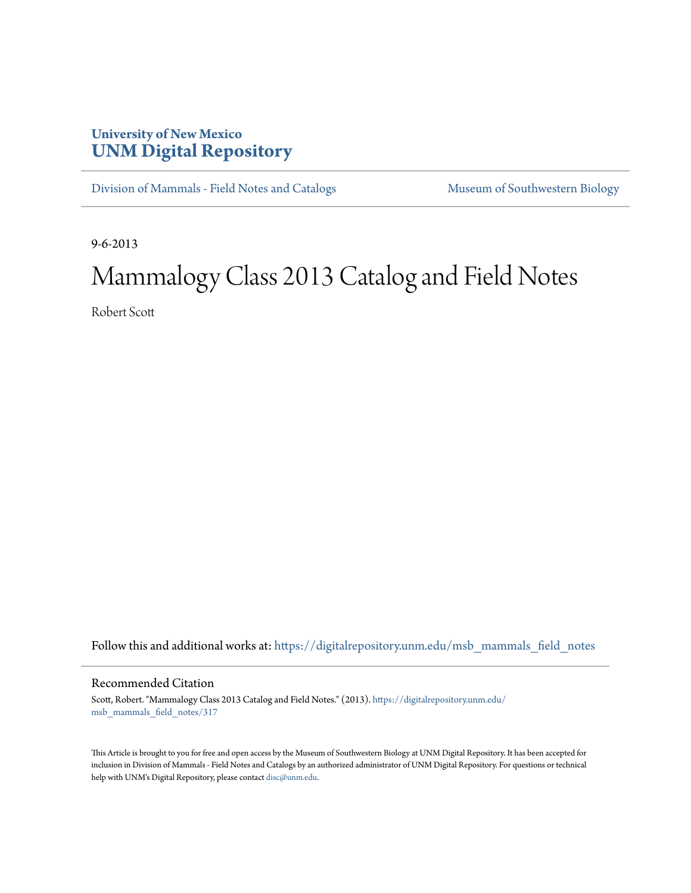University of New Mexico
**UNM Digital Repository**

Division of Mammals - Field Notes and Catalogs | Museum of Southwestern Biology

9-6-2013

# Mammalogy Class 2013 Catalog and Field Notes

Robert Scott

Follow this and additional works at: https://digitalrepository.unm.edu/msb_mammals_field_notes

## Recommended Citation

Scott, Robert. "Mammalogy Class 2013 Catalog and Field Notes." (2013). https://digitalrepository.unm.edu/msb_mammals_field_notes/317

This Article is brought to you for free and open access by the Museum of Southwestern Biology at UNM Digital Repository. It has been accepted for inclusion in Division of Mammals - Field Notes and Catalogs by an authorized administrator of UNM Digital Repository. For questions or technical help with UNM's Digital Repository, please contact disc@unm.edu.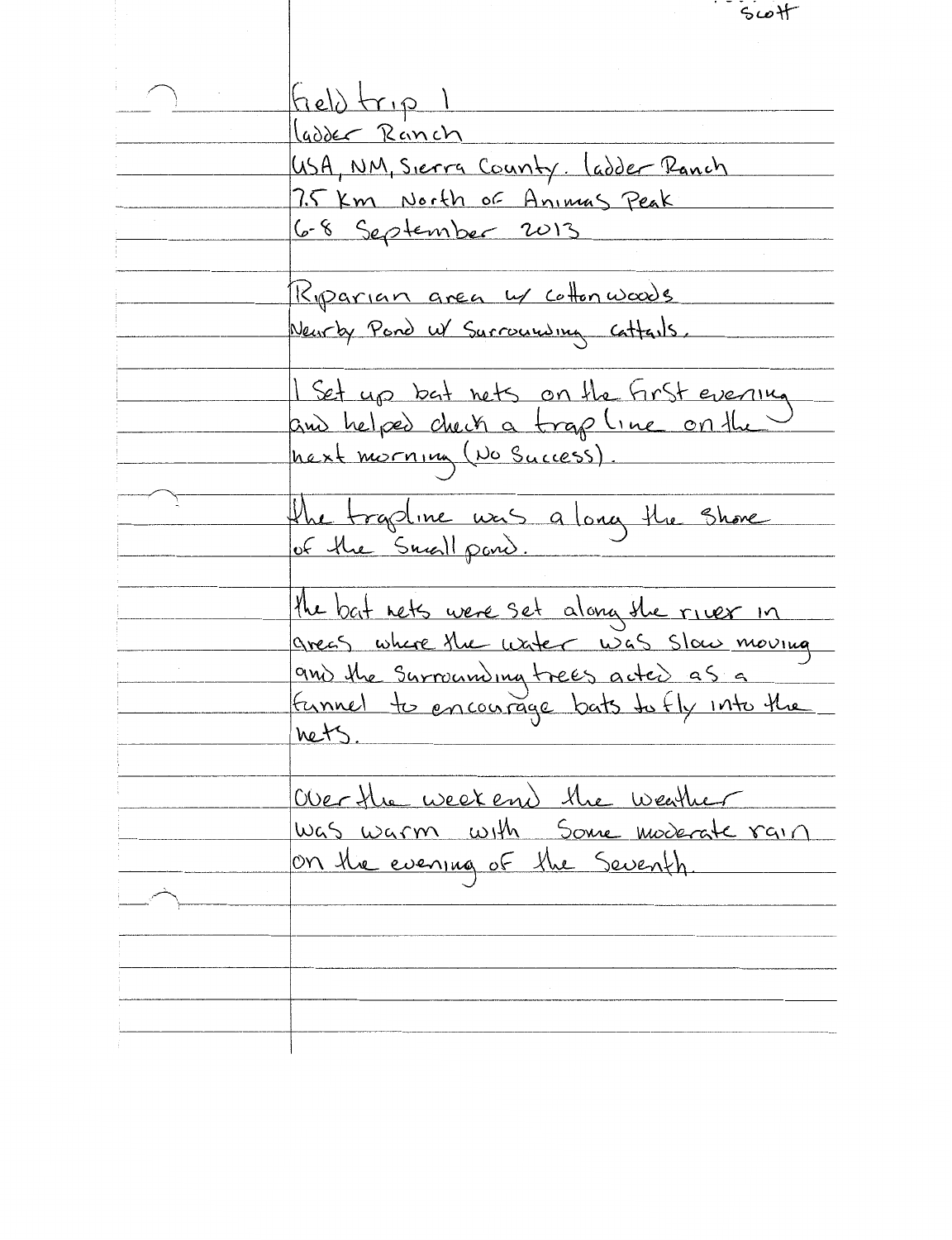Scott

Field trip 1
Ladder Ranch
USA, NM, Sierra County. Ladder Ranch
7.5 km North of Animas Peak
6-8 September 2013

Riparian area w/ cottonwoods
Nearby Pond w/ Surrounding cattails.

I set up bat nets on the first evening and helped check a trap line on the next morning (No Success).

the trapline was along the shore of the small pond.

the bat nets were set along the river in areas where the water was slow moving and the surrounding trees acted as a funnel to encourage bats to fly into the nets.

Over the weekend the weather was warm with some moderate rain on the evening of the Seventh.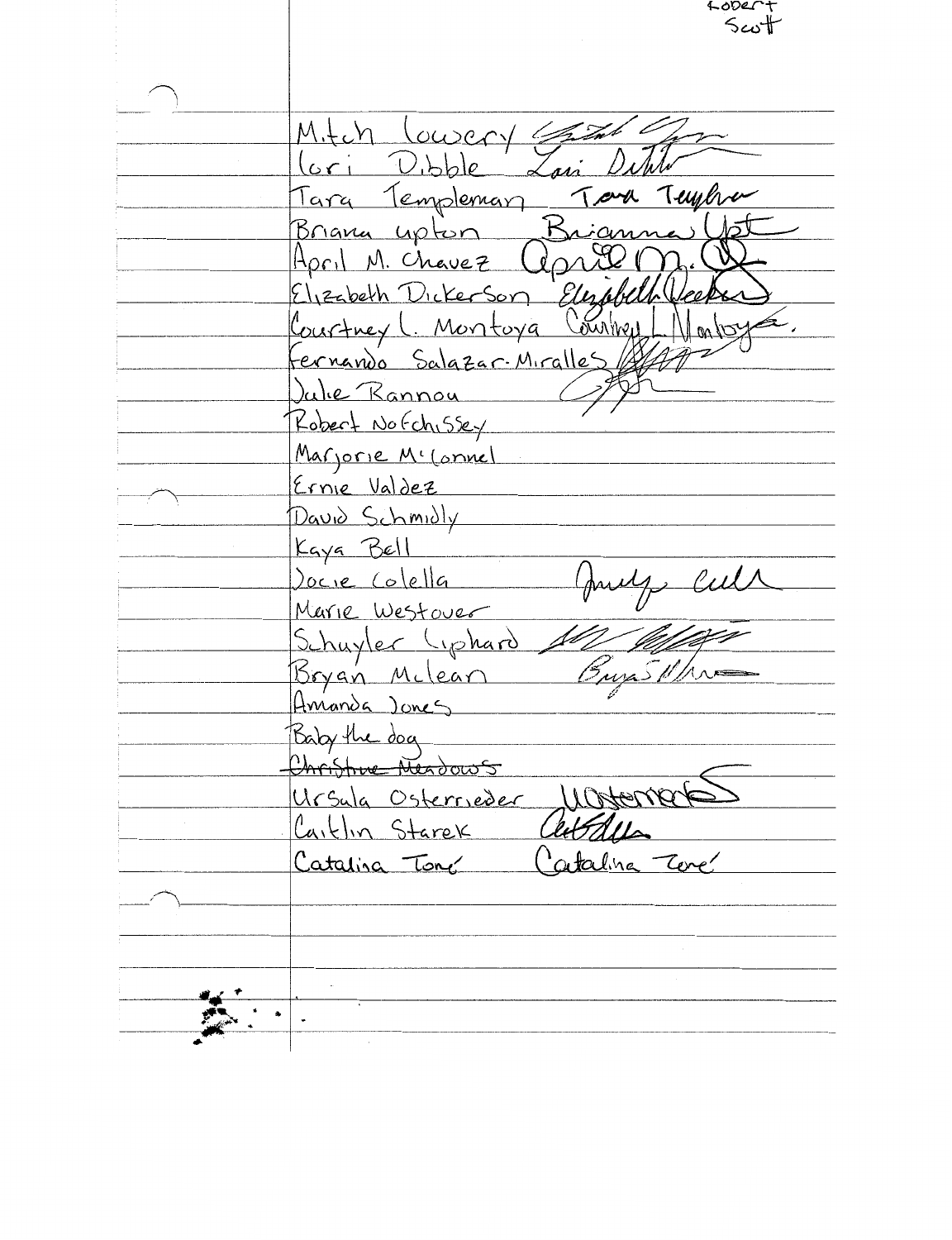Robert Scott

| Name | Signature |
|---|---|
| Mitch lowery | [signature] |
| lori Dibble | Lori Dibble |
| Tara Templeman | Tara Templeman |
| Briana upton | Brianna Upton |
| April M. Chavez | April M. [signature] |
| Elizabeth Dickerson | Elizabeth Dickerson |
| Courtney L. Montoya | Courtney L. Montoya. |
| Fernando Salazar-Miralles | [signature] |
| Julie Rannou | [signature] |
| Robert Nofchissey | |
| Marjorie M^c^Connel | |
| Ernie Valdez | |
| David Schmidly | |
| Kaya Bell | |
| Jocie Colella | [signature] |
| Marie Westover | |
| Schuyler Liphard | [signature] |
| Bryan Mclean | Bryan [signature] |
| Amanda Jones | |
| Baby the dog | |
| ~~Christine Meadows~~ | |
| Ursula Osterrieder | UOsterrieder |
| Caitlin Starek | [signature] |
| Catalina Toné | Catalina Toné |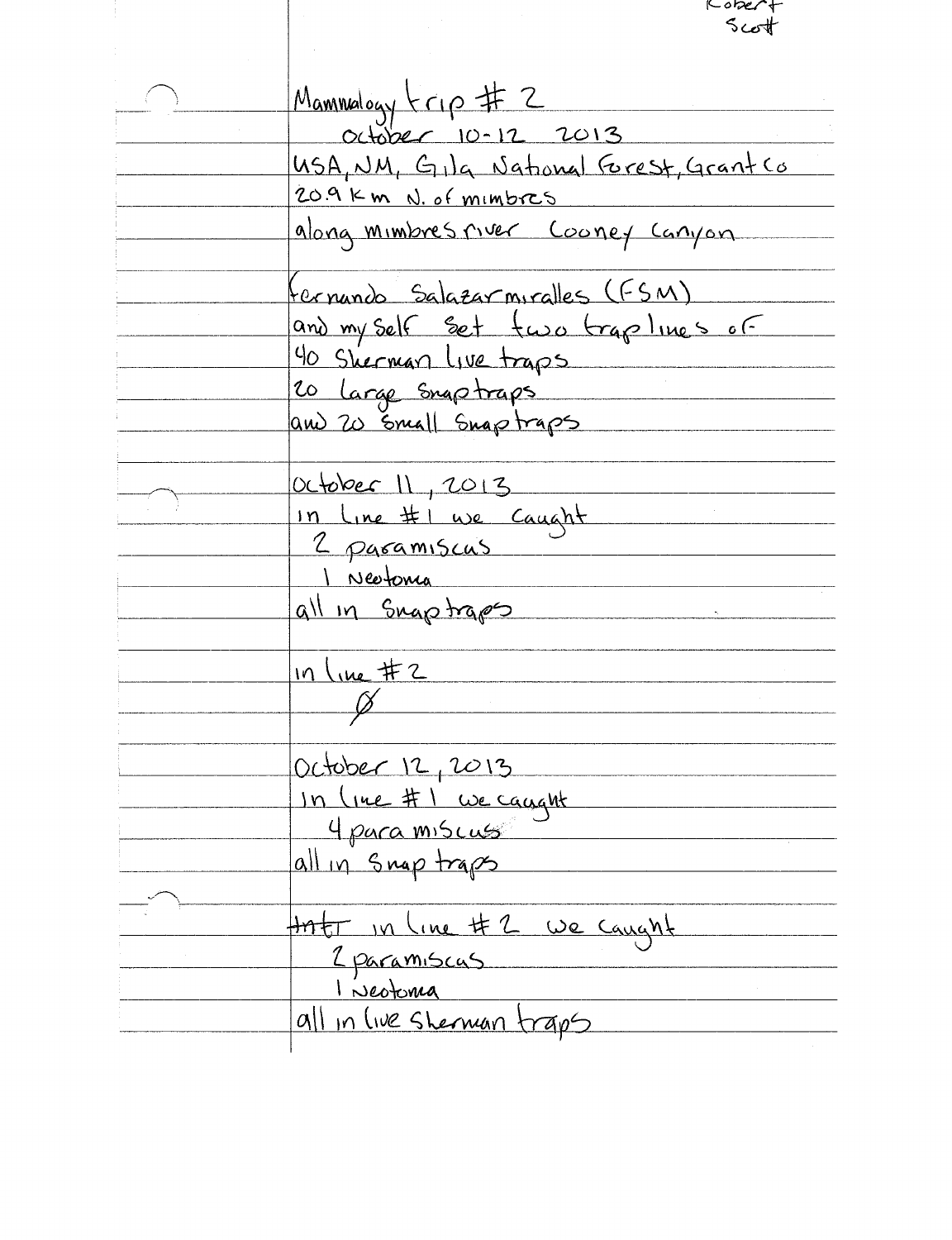Robert Scott

Mammalogy trip # 2
October 10-12 2013
USA, NM, Gila National Forest, Grant Co
20.9 km N. of mimbres
along mimbres river Cooney Canyon

Fernando Salazar miralles (FSM)
and my self set two traplines of
40 Sherman live traps
20 large snap traps
and 20 small snap traps

October 11, 2013
in Line #1 we caught
2 paramiscus
1 Neotoma
all in snap traps

in line #2
Ø

October 12, 2013
in line #1 we caught
4 paramiscus
all in snap traps

~~HH~~ in line #2 we caught
2 paramiscas
1 Neotoma
all in live Sherman traps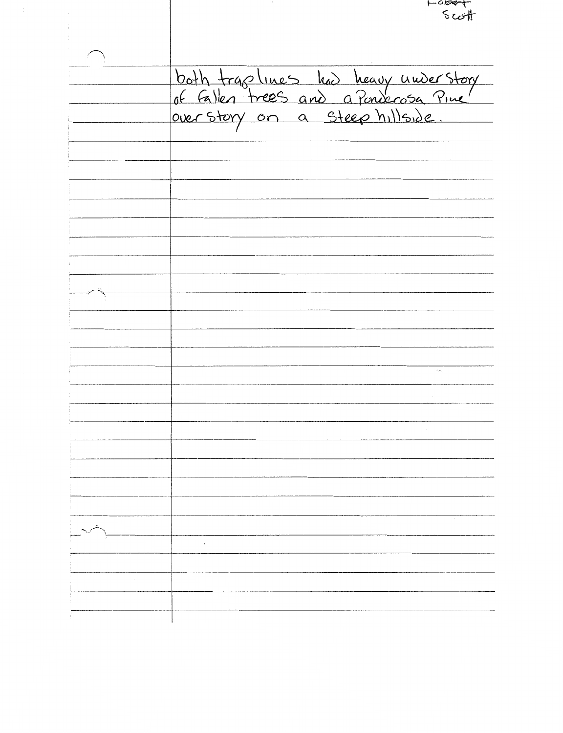Robert Scott

both traplines had heavy under story of fallen trees and a Ponderosa Pine over story on a steep hillside.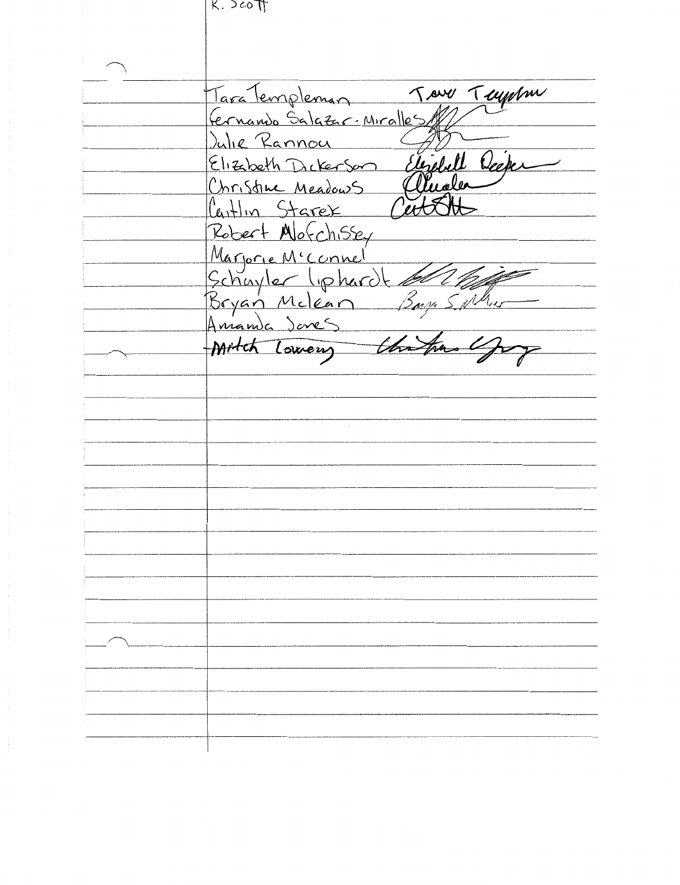K. Scott

Tara Templeman
Fernando Salazar-Miralles
Julie Rannou
Elizabeth Dickerson
Christine Meadows
Caitlin Starek
Robert Mofchisey
Marjorie M'Connel
Schuyler liphardt
Bryan Mclean
Amanda Jones
~~Mitch Lowery~~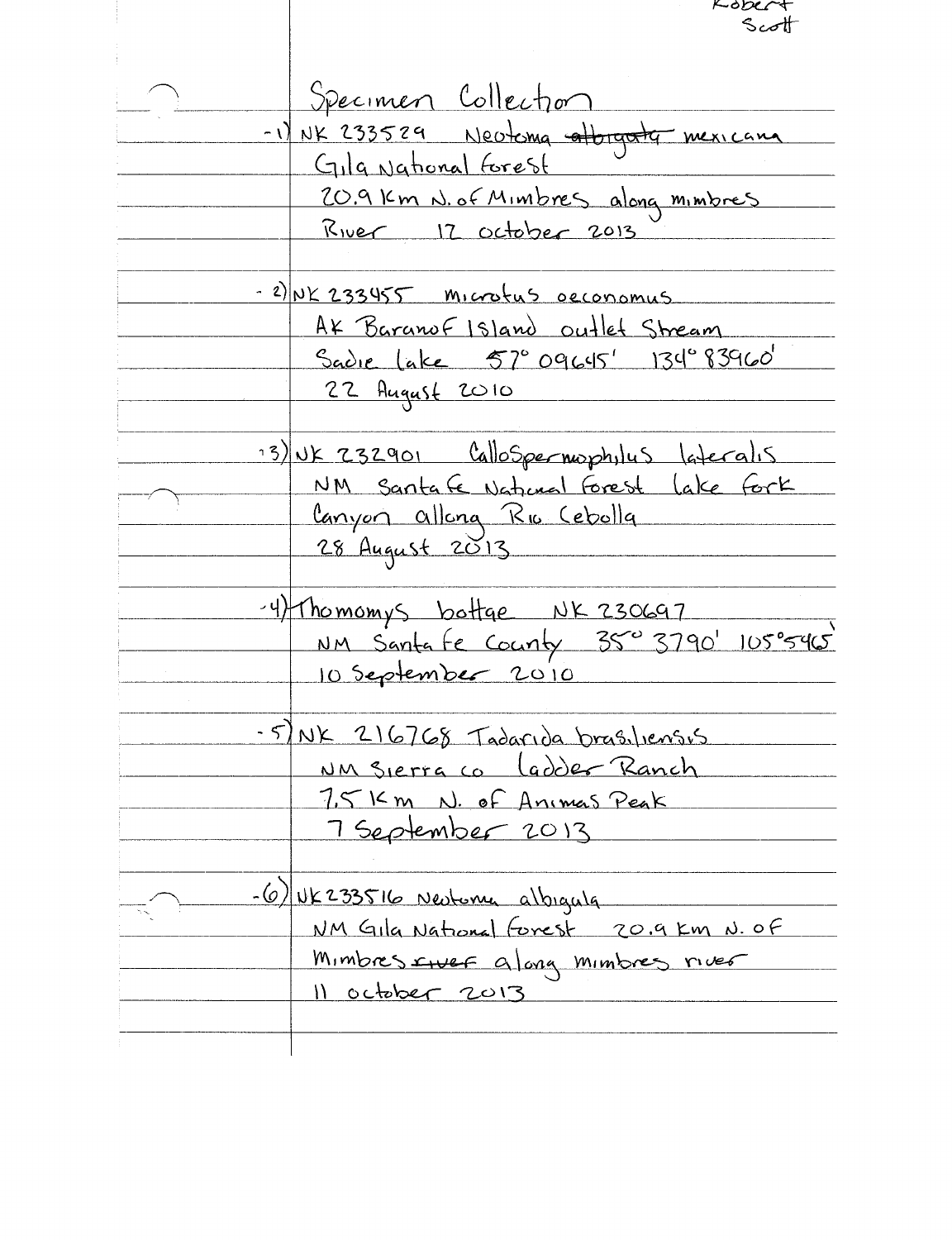Robert Scott

# Specimen Collection

-1) NK 233529 Neotoma ~~albigula~~ mexicana
Gila National Forest
20.9 Km N. of Mimbres along mimbres River 12 october 2013

-2) NK 233455 microtus oeconomus
AK Baranof Island outlet Stream
Sadie lake 57° 09645' 134° 83960'
22 August 2010

-3) NK 232901 Callospermophilus lateralis
NM Santa fe National Forest lake fork
Canyon allong Rio Cebolla
28 August 2013

-4) Thomomys bottae NK 230697
NM Santa fe County 35° 3790' 105°5465'
10 September 2010

-5) NK 216768 Tadarida brasiliensis
NM Sierra co Ladder Ranch
7.5 Km N. of Animas Peak
7 September 2013

-6) NK 233516 Neotoma albigula
NM Gila National Forest 20.9 Km N. of
Mimbres ~~river~~ along mimbres river
11 october 2013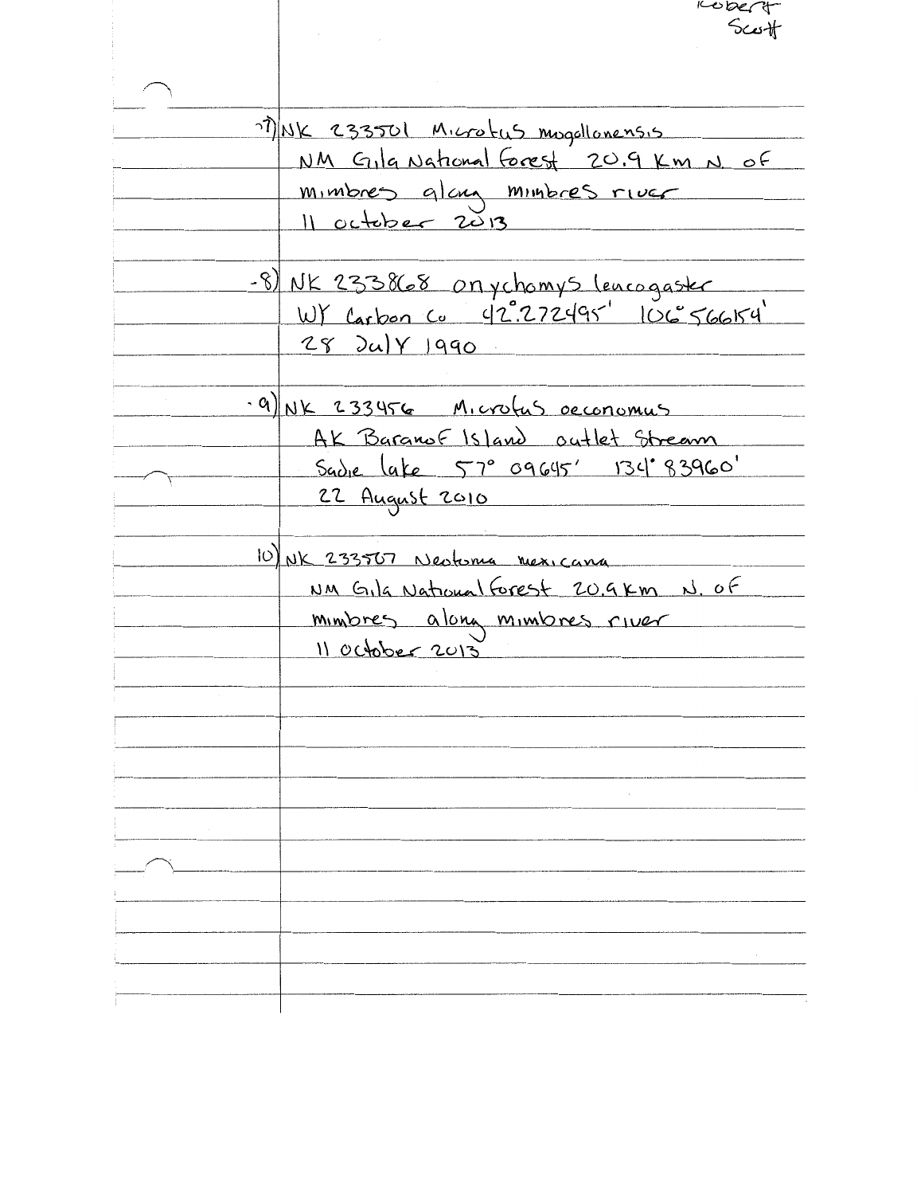Robert Scott

7) NK 233501 Microtus mogollonensis
NM Gila National Forest 20.9 Km N. of
mimbres along mimbres river
11 october 2013

8) NK 233868 onychomys leucogaster
WY Carbon Co 42°.272495' 106°.566154'
28 July 1990

9) NK 233456 Microtus oeconomus
AK Baranof Island outlet Stream
Sadie lake 57° 09645' 134° 83960'
22 August 2010

10) NK 233507 Neotoma mexicana
NM Gila National Forest 20.9 Km N. of
mimbres along mimbres river
11 october 2013